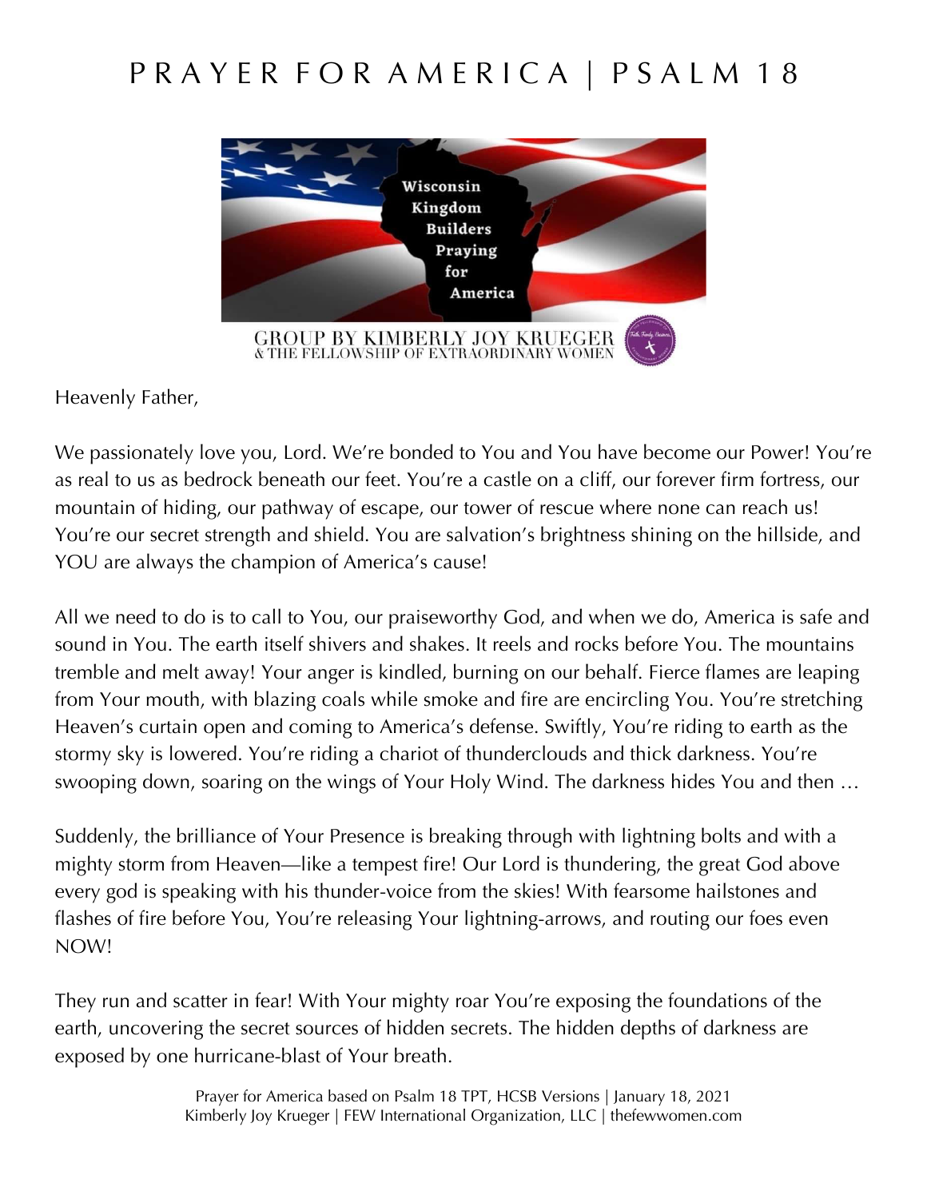# PRAYER FOR AMERICA | PSALM 18

Heavenly Father,

We passionately love you, Lord. We're bonded to You and You have become our Power! You're as real to us as bedrock beneath our feet. You're a castle on a cliff, our forever firm fortress, our mountain of hiding, our pathway of escape, our tower of rescue where none can reach us! You're our secret strength and shield. You are salvation's brightness shining on the hillside, and YOU are always the champion of America's cause!

All we need to do is to call to You, our praiseworthy God, and when we do, America is safe and sound in You. The earth itself shivers and shakes. It reels and rocks before You. The mountains tremble and melt away! Your anger is kindled, burning on our behalf. Fierce flames are leaping from Your mouth, with blazing coals while smoke and fire are encircling You. You're stretching Heaven's curtain open and coming to America's defense. Swiftly, You're riding to earth as the stormy sky is lowered. You're riding a chariot of thunderclouds and thick darkness. You're swooping down, soaring on the wings of Your Holy Wind. The darkness hides You and then …

Suddenly, the brilliance of Your Presence is breaking through with lightning bolts and with a mighty storm from Heaven—like a tempest fire! Our Lord is thundering, the great God above every god is speaking with his thunder-voice from the skies! With fearsome hailstones and flashes of fire before You, You're releasing Your lightning-arrows, and routing our foes even NOW!

They run and scatter in fear! With Your mighty roar You're exposing the foundations of the earth, uncovering the secret sources of hidden secrets. The hidden depths of darkness are exposed by one hurricane-blast of Your breath.

Prayer for America based on Psalm 18 TPT, HCSB Versions | January 18, 2021
Kimberly Joy Krueger | FEW International Organization, LLC | thefewwomen.com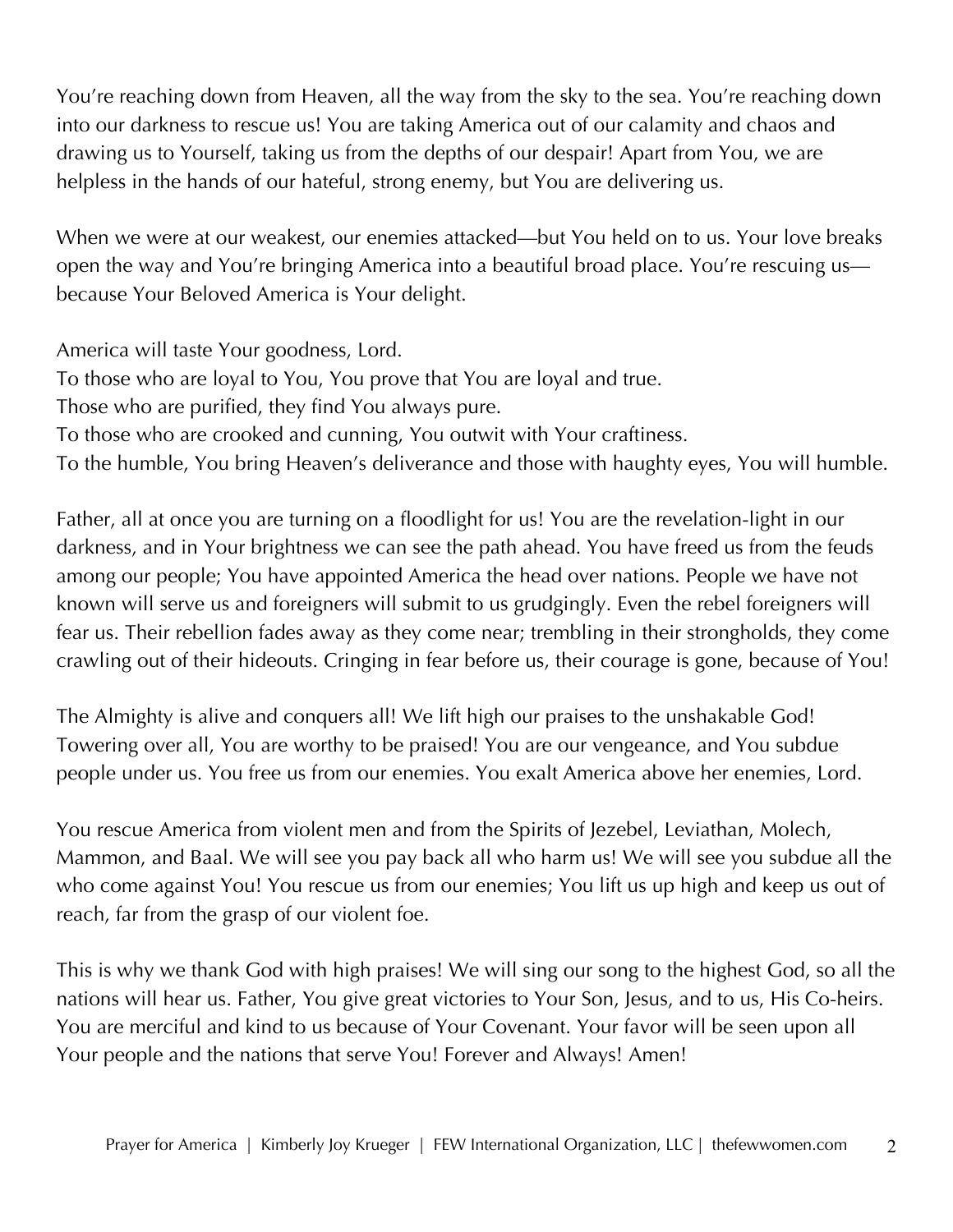You're reaching down from Heaven, all the way from the sky to the sea. You're reaching down into our darkness to rescue us! You are taking America out of our calamity and chaos and drawing us to Yourself, taking us from the depths of our despair! Apart from You, we are helpless in the hands of our hateful, strong enemy, but You are delivering us.

When we were at our weakest, our enemies attacked—but You held on to us. Your love breaks open the way and You're bringing America into a beautiful broad place. You're rescuing us—because Your Beloved America is Your delight.

America will taste Your goodness, Lord.
To those who are loyal to You, You prove that You are loyal and true.
Those who are purified, they find You always pure.
To those who are crooked and cunning, You outwit with Your craftiness.
To the humble, You bring Heaven's deliverance and those with haughty eyes, You will humble.

Father, all at once you are turning on a floodlight for us! You are the revelation-light in our darkness, and in Your brightness we can see the path ahead. You have freed us from the feuds among our people; You have appointed America the head over nations. People we have not known will serve us and foreigners will submit to us grudgingly. Even the rebel foreigners will fear us. Their rebellion fades away as they come near; trembling in their strongholds, they come crawling out of their hideouts. Cringing in fear before us, their courage is gone, because of You!

The Almighty is alive and conquers all! We lift high our praises to the unshakable God! Towering over all, You are worthy to be praised! You are our vengeance, and You subdue people under us. You free us from our enemies. You exalt America above her enemies, Lord.

You rescue America from violent men and from the Spirits of Jezebel, Leviathan, Molech, Mammon, and Baal. We will see you pay back all who harm us! We will see you subdue all the who come against You! You rescue us from our enemies; You lift us up high and keep us out of reach, far from the grasp of our violent foe.

This is why we thank God with high praises! We will sing our song to the highest God, so all the nations will hear us. Father, You give great victories to Your Son, Jesus, and to us, His Co-heirs. You are merciful and kind to us because of Your Covenant. Your favor will be seen upon all Your people and the nations that serve You! Forever and Always! Amen!